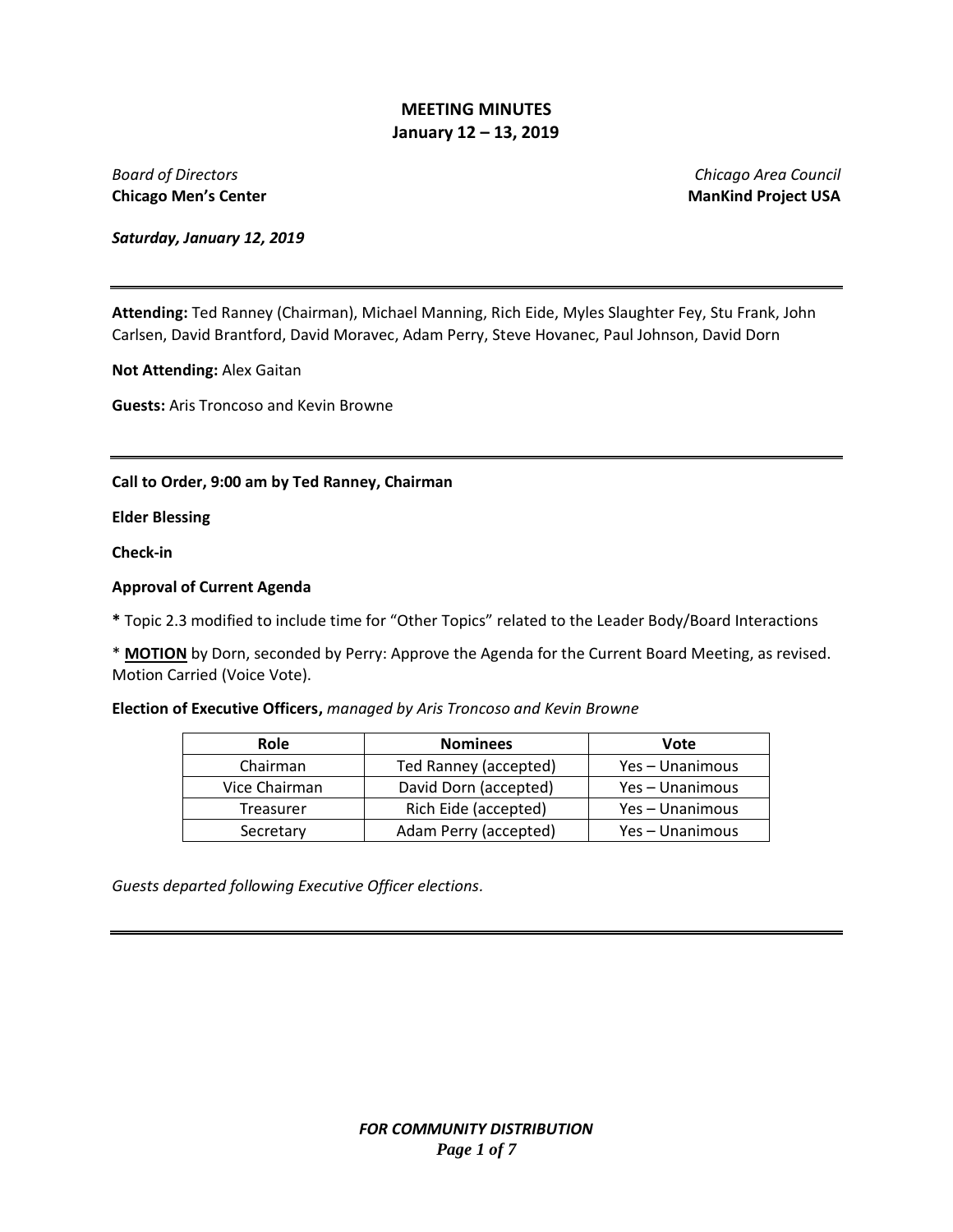# MEETING MINUTES
## January 12 – 13, 2019

*Board of Directors*
**Chicago Men's Center**

*Chicago Area Council*
**ManKind Project USA**

***Saturday, January 12, 2019***

---

**Attending:** Ted Ranney (Chairman), Michael Manning, Rich Eide, Myles Slaughter Fey, Stu Frank, John Carlsen, David Brantford, David Moravec, Adam Perry, Steve Hovanec, Paul Johnson, David Dorn

**Not Attending:** Alex Gaitan

**Guests:** Aris Troncoso and Kevin Browne

---

**Call to Order, 9:00 am by Ted Ranney, Chairman**

**Elder Blessing**

**Check-in**

**Approval of Current Agenda**

**\*** Topic 2.3 modified to include time for "Other Topics" related to the Leader Body/Board Interactions

\* **MOTION** by Dorn, seconded by Perry: Approve the Agenda for the Current Board Meeting, as revised. Motion Carried (Voice Vote).

**Election of Executive Officers,** *managed by Aris Troncoso and Kevin Browne*

| Role | Nominees | Vote |
|---|---|---|
| Chairman | Ted Ranney (accepted) | Yes – Unanimous |
| Vice Chairman | David Dorn (accepted) | Yes – Unanimous |
| Treasurer | Rich Eide (accepted) | Yes – Unanimous |
| Secretary | Adam Perry (accepted) | Yes – Unanimous |

*Guests departed following Executive Officer elections.*

---

***FOR COMMUNITY DISTRIBUTION***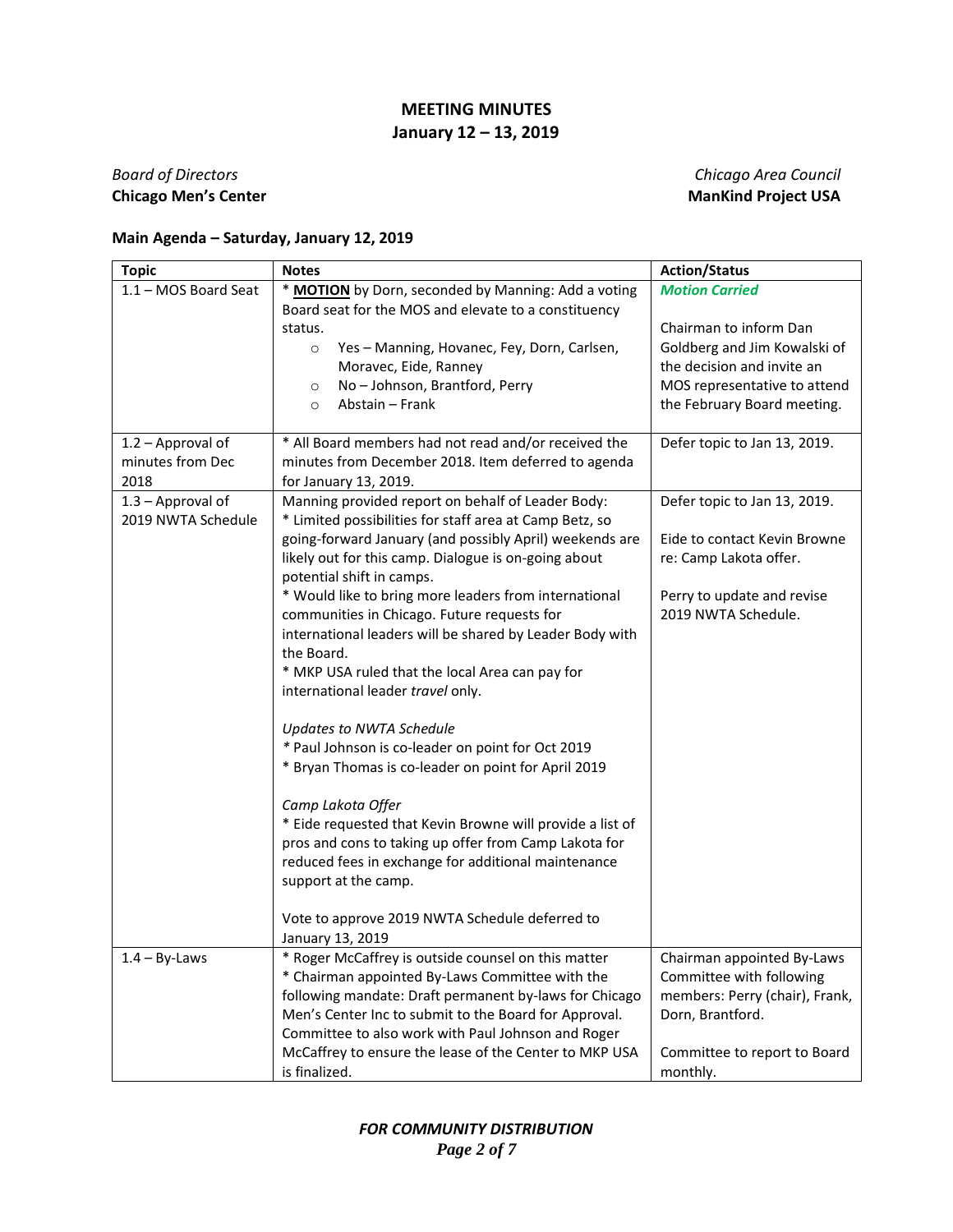# MEETING MINUTES
## January 12 – 13, 2019

*Board of Directors*
**Chicago Men's Center**

*Chicago Area Council*
**ManKind Project USA**

### Main Agenda – Saturday, January 12, 2019

| Topic | Notes | Action/Status |
|---|---|---|
| 1.1 – MOS Board Seat | * **MOTION** by Dorn, seconded by Manning: Add a voting Board seat for the MOS and elevate to a constituency status.<br>○ Yes – Manning, Hovanec, Fey, Dorn, Carlsen, Moravec, Eide, Ranney<br>○ No – Johnson, Brantford, Perry<br>○ Abstain – Frank | ***Motion Carried***<br><br>Chairman to inform Dan Goldberg and Jim Kowalski of the decision and invite an MOS representative to attend the February Board meeting. |
| 1.2 – Approval of minutes from Dec 2018 | * All Board members had not read and/or received the minutes from December 2018. Item deferred to agenda for January 13, 2019. | Defer topic to Jan 13, 2019. |
| 1.3 – Approval of 2019 NWTA Schedule | Manning provided report on behalf of Leader Body:<br>* Limited possibilities for staff area at Camp Betz, so going-forward January (and possibly April) weekends are likely out for this camp. Dialogue is on-going about potential shift in camps.<br>* Would like to bring more leaders from international communities in Chicago. Future requests for international leaders will be shared by Leader Body with the Board.<br>* MKP USA ruled that the local Area can pay for international leader *travel* only.<br><br>*Updates to NWTA Schedule*<br>* Paul Johnson is co-leader on point for Oct 2019<br>* Bryan Thomas is co-leader on point for April 2019<br><br>*Camp Lakota Offer*<br>* Eide requested that Kevin Browne will provide a list of pros and cons to taking up offer from Camp Lakota for reduced fees in exchange for additional maintenance support at the camp.<br><br>Vote to approve 2019 NWTA Schedule deferred to January 13, 2019 | Defer topic to Jan 13, 2019.<br><br>Eide to contact Kevin Browne re: Camp Lakota offer.<br><br>Perry to update and revise 2019 NWTA Schedule. |
| 1.4 – By-Laws | * Roger McCaffrey is outside counsel on this matter<br>* Chairman appointed By-Laws Committee with the following mandate: Draft permanent by-laws for Chicago Men's Center Inc to submit to the Board for Approval. Committee to also work with Paul Johnson and Roger McCaffrey to ensure the lease of the Center to MKP USA is finalized. | Chairman appointed By-Laws Committee with following members: Perry (chair), Frank, Dorn, Brantford.<br><br>Committee to report to Board monthly. |

***FOR COMMUNITY DISTRIBUTION***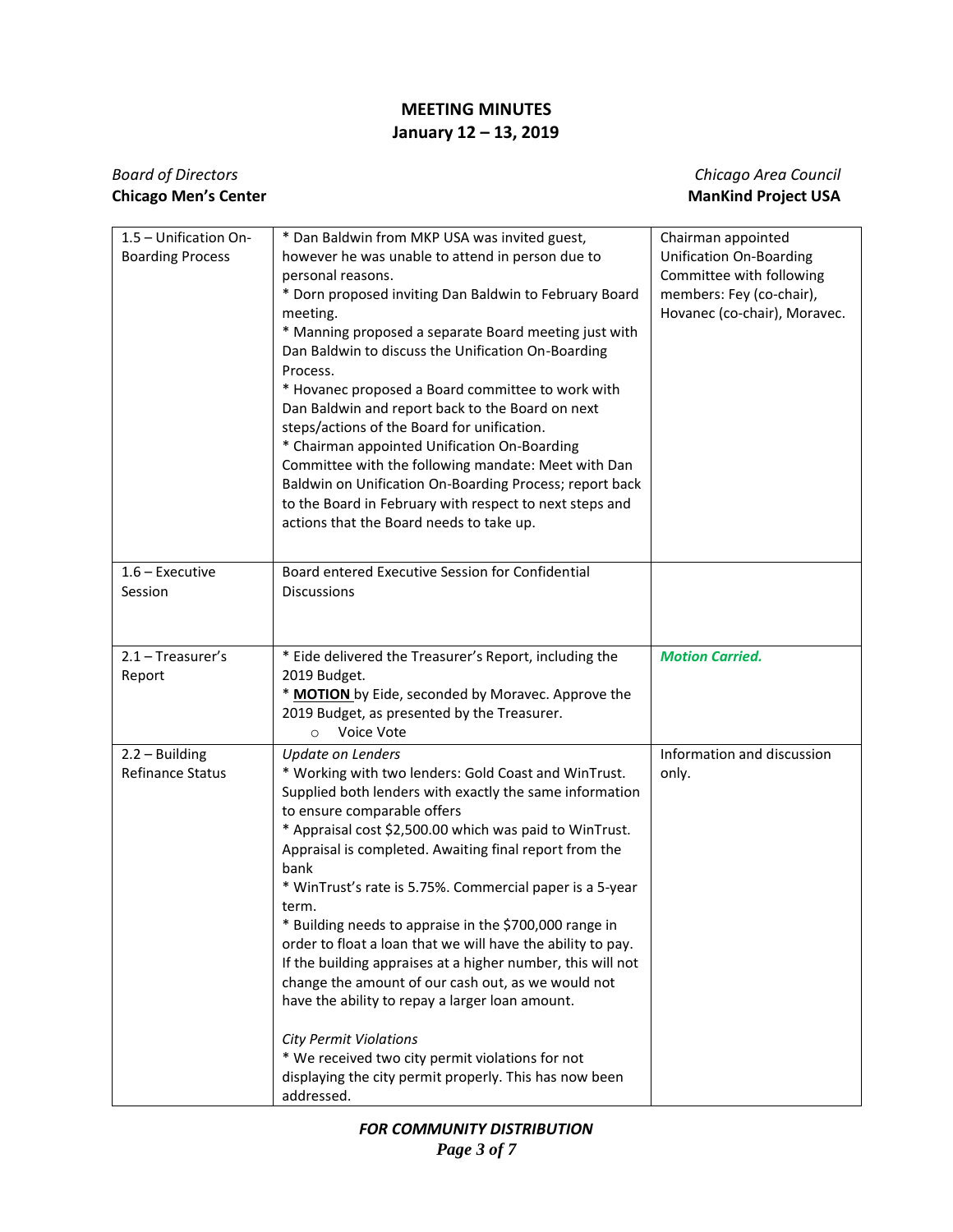# MEETING MINUTES
## January 12 – 13, 2019

*Board of Directors* 
**Chicago Men's Center**

*Chicago Area Council* 
**ManKind Project USA**

| | | |
|---|---|---|
| 1.5 – Unification On-Boarding Process | * Dan Baldwin from MKP USA was invited guest, however he was unable to attend in person due to personal reasons.<br>* Dorn proposed inviting Dan Baldwin to February Board meeting.<br>* Manning proposed a separate Board meeting just with Dan Baldwin to discuss the Unification On-Boarding Process.<br>* Hovanec proposed a Board committee to work with Dan Baldwin and report back to the Board on next steps/actions of the Board for unification.<br>* Chairman appointed Unification On-Boarding Committee with the following mandate: Meet with Dan Baldwin on Unification On-Boarding Process; report back to the Board in February with respect to next steps and actions that the Board needs to take up. | Chairman appointed Unification On-Boarding Committee with following members: Fey (co-chair), Hovanec (co-chair), Moravec. |
| 1.6 – Executive Session | Board entered Executive Session for Confidential Discussions | |
| 2.1 – Treasurer's Report | * Eide delivered the Treasurer's Report, including the 2019 Budget.<br>* **MOTION** by Eide, seconded by Moravec. Approve the 2019 Budget, as presented by the Treasurer.<br>○ Voice Vote | ***Motion Carried.*** |
| 2.2 – Building Refinance Status | *Update on Lenders*<br>* Working with two lenders: Gold Coast and WinTrust. Supplied both lenders with exactly the same information to ensure comparable offers<br>* Appraisal cost $2,500.00 which was paid to WinTrust. Appraisal is completed. Awaiting final report from the bank<br>* WinTrust's rate is 5.75%. Commercial paper is a 5-year term.<br>* Building needs to appraise in the $700,000 range in order to float a loan that we will have the ability to pay. If the building appraises at a higher number, this will not change the amount of our cash out, as we would not have the ability to repay a larger loan amount.<br><br>*City Permit Violations*<br>* We received two city permit violations for not displaying the city permit properly. This has now been addressed. | Information and discussion only. |

***FOR COMMUNITY DISTRIBUTION***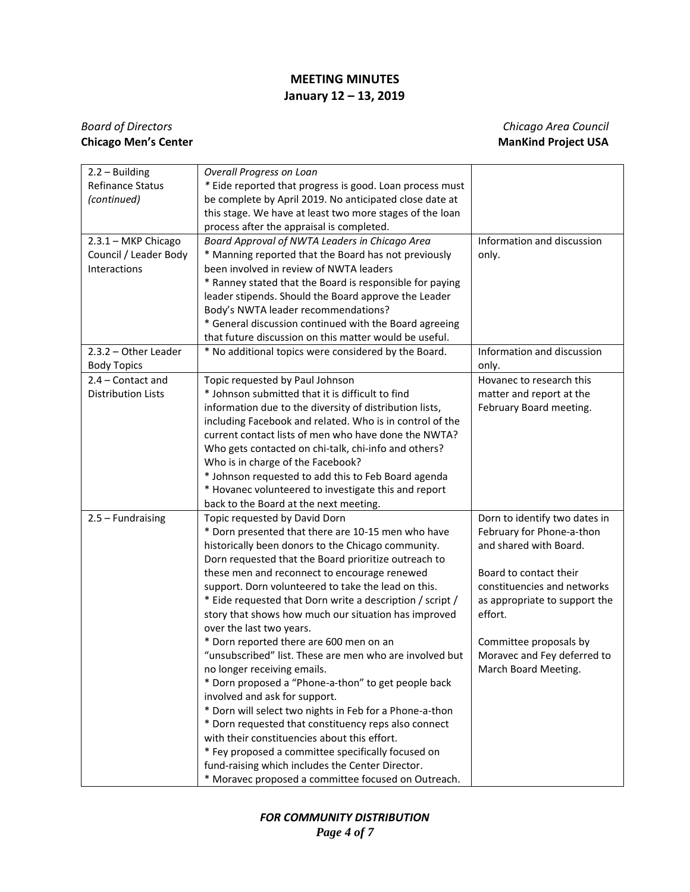# MEETING MINUTES
## January 12 – 13, 2019

*Board of Directors* — *Chicago Area Council*
**Chicago Men's Center** — **ManKind Project USA**

| | | |
|---|---|---|
| 2.2 – Building Refinance Status *(continued)* | *Overall Progress on Loan*<br>* Eide reported that progress is good. Loan process must be complete by April 2019. No anticipated close date at this stage. We have at least two more stages of the loan process after the appraisal is completed. | |
| 2.3.1 – MKP Chicago Council / Leader Body Interactions | *Board Approval of NWTA Leaders in Chicago Area*<br>* Manning reported that the Board has not previously been involved in review of NWTA leaders<br>* Ranney stated that the Board is responsible for paying leader stipends. Should the Board approve the Leader Body's NWTA leader recommendations?<br>* General discussion continued with the Board agreeing that future discussion on this matter would be useful. | Information and discussion only. |
| 2.3.2 – Other Leader Body Topics | * No additional topics were considered by the Board. | Information and discussion only. |
| 2.4 – Contact and Distribution Lists | Topic requested by Paul Johnson<br>* Johnson submitted that it is difficult to find information due to the diversity of distribution lists, including Facebook and related. Who is in control of the current contact lists of men who have done the NWTA? Who gets contacted on chi-talk, chi-info and others? Who is in charge of the Facebook?<br>* Johnson requested to add this to Feb Board agenda<br>* Hovanec volunteered to investigate this and report back to the Board at the next meeting. | Hovanec to research this matter and report at the February Board meeting. |
| 2.5 – Fundraising | Topic requested by David Dorn<br>* Dorn presented that there are 10-15 men who have historically been donors to the Chicago community. Dorn requested that the Board prioritize outreach to these men and reconnect to encourage renewed support. Dorn volunteered to take the lead on this.<br>* Eide requested that Dorn write a description / script / story that shows how much our situation has improved over the last two years.<br>* Dorn reported there are 600 men on an "unsubscribed" list. These are men who are involved but no longer receiving emails.<br>* Dorn proposed a "Phone-a-thon" to get people back involved and ask for support.<br>* Dorn will select two nights in Feb for a Phone-a-thon<br>* Dorn requested that constituency reps also connect with their constituencies about this effort.<br>* Fey proposed a committee specifically focused on fund-raising which includes the Center Director.<br>* Moravec proposed a committee focused on Outreach. | Dorn to identify two dates in February for Phone-a-thon and shared with Board.<br><br>Board to contact their constituencies and networks as appropriate to support the effort.<br><br>Committee proposals by Moravec and Fey deferred to March Board Meeting. |

***FOR COMMUNITY DISTRIBUTION***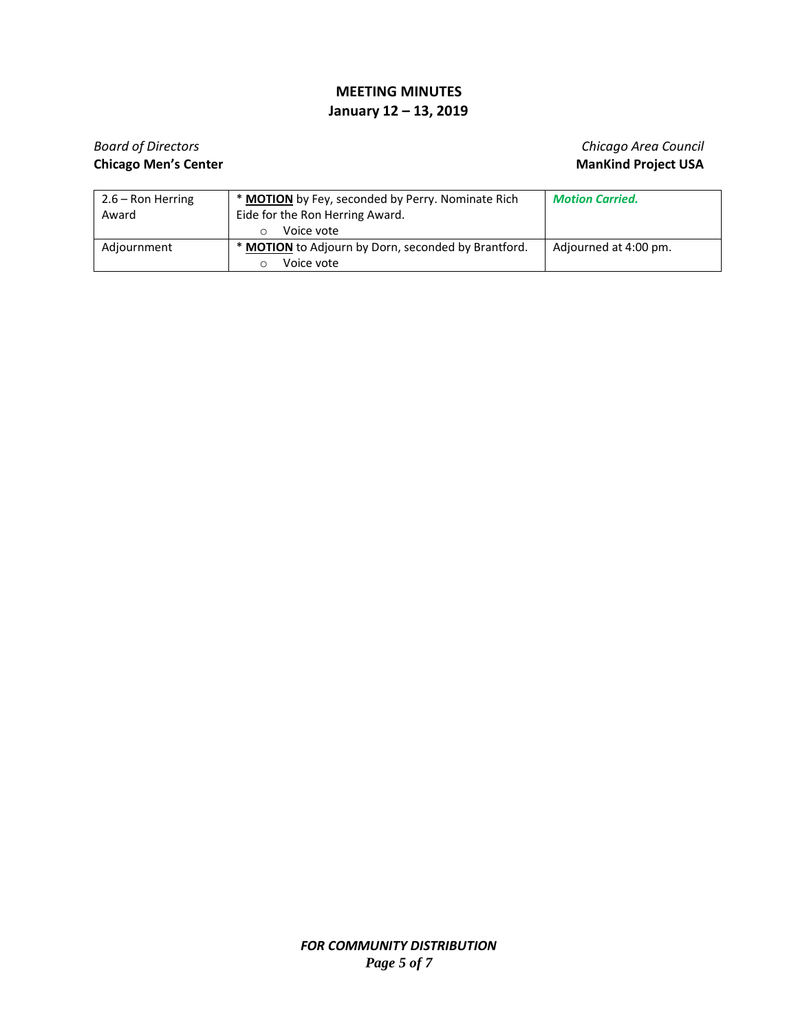## MEETING MINUTES
## January 12 – 13, 2019

*Board of Directors*
**Chicago Men's Center**

*Chicago Area Council*
**ManKind Project USA**

| | | |
|---|---|---|
| 2.6 – Ron Herring Award | * **MOTION** by Fey, seconded by Perry. Nominate Rich Eide for the Ron Herring Award.<br>○ Voice vote | ***Motion Carried.*** |
| Adjournment | * **MOTION** to Adjourn by Dorn, seconded by Brantford.<br>○ Voice vote | Adjourned at 4:00 pm. |

***FOR COMMUNITY DISTRIBUTION***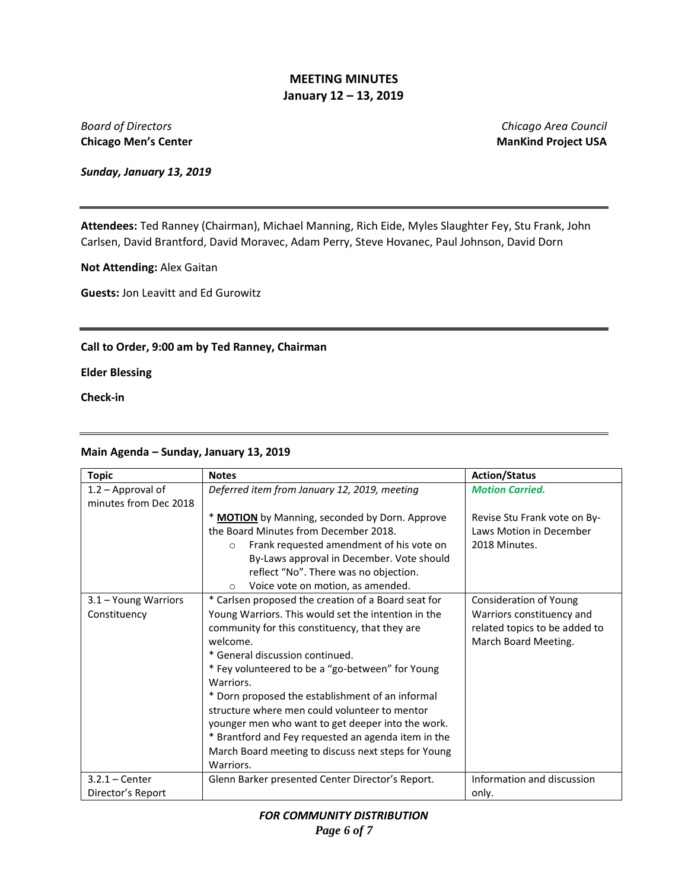# MEETING MINUTES
## January 12 – 13, 2019

*Board of Directors*
**Chicago Men's Center**

*Chicago Area Council*
**ManKind Project USA**

***Sunday, January 13, 2019***

---

**Attendees:** Ted Ranney (Chairman), Michael Manning, Rich Eide, Myles Slaughter Fey, Stu Frank, John Carlsen, David Brantford, David Moravec, Adam Perry, Steve Hovanec, Paul Johnson, David Dorn

**Not Attending:** Alex Gaitan

**Guests:** Jon Leavitt and Ed Gurowitz

---

**Call to Order, 9:00 am by Ted Ranney, Chairman**

**Elder Blessing**

**Check-in**

---

### Main Agenda – Sunday, January 13, 2019

| Topic | Notes | Action/Status |
|---|---|---|
| 1.2 – Approval of minutes from Dec 2018 | *Deferred item from January 12, 2019, meeting*<br><br>* **MOTION** by Manning, seconded by Dorn. Approve the Board Minutes from December 2018.<br>○ Frank requested amendment of his vote on By-Laws approval in December. Vote should reflect "No". There was no objection.<br>○ Voice vote on motion, as amended. | ***Motion Carried.***<br><br>Revise Stu Frank vote on By-Laws Motion in December 2018 Minutes. |
| 3.1 – Young Warriors Constituency | * Carlsen proposed the creation of a Board seat for Young Warriors. This would set the intention in the community for this constituency, that they are welcome.<br>* General discussion continued.<br>* Fey volunteered to be a "go-between" for Young Warriors.<br>* Dorn proposed the establishment of an informal structure where men could volunteer to mentor younger men who want to get deeper into the work.<br>* Brantford and Fey requested an agenda item in the March Board meeting to discuss next steps for Young Warriors. | Consideration of Young Warriors constituency and related topics to be added to March Board Meeting. |
| 3.2.1 – Center Director's Report | Glenn Barker presented Center Director's Report. | Information and discussion only. |

***FOR COMMUNITY DISTRIBUTION***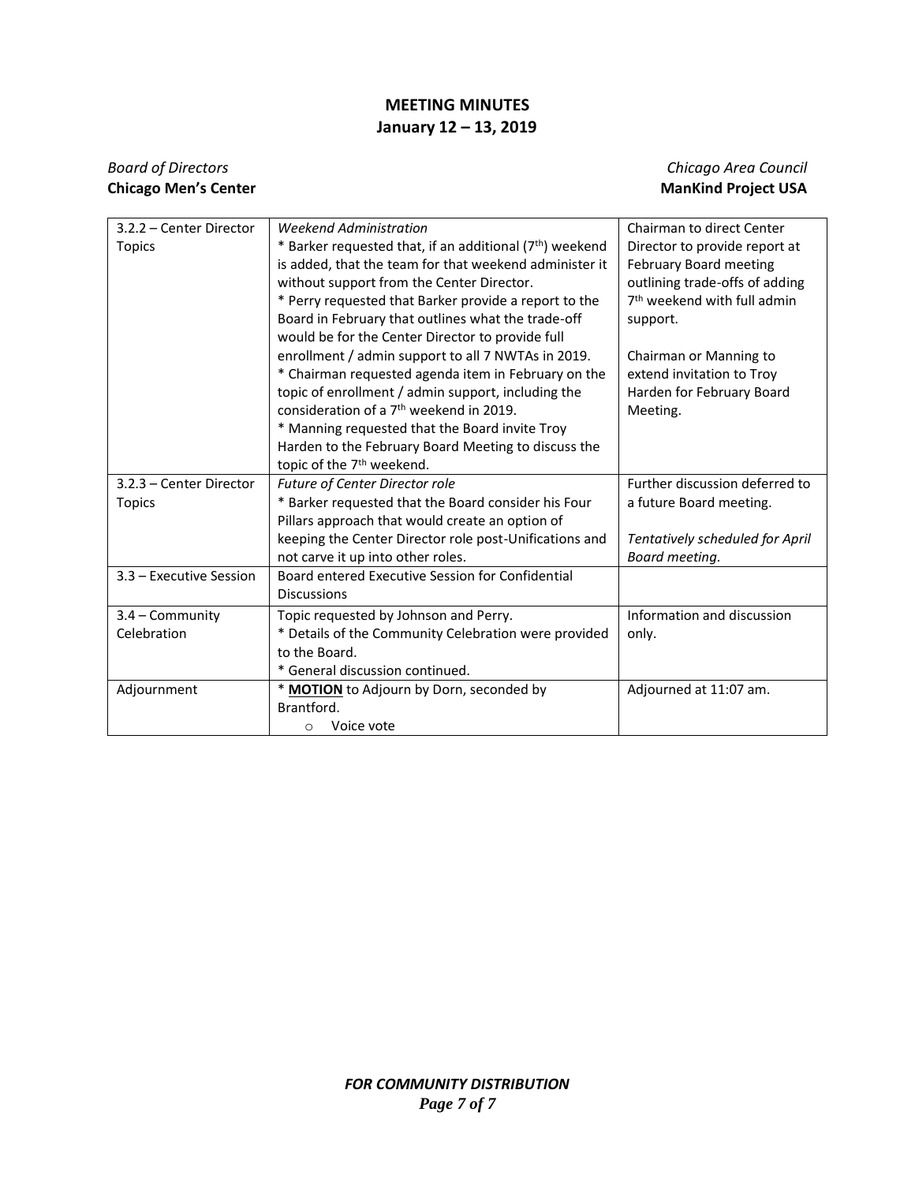# MEETING MINUTES
## January 12 – 13, 2019

*Board of Directors* — *Chicago Area Council*
**Chicago Men's Center** — **ManKind Project USA**

| | | |
|---|---|---|
| 3.2.2 – Center Director Topics | *Weekend Administration*<br>* Barker requested that, if an additional (7th) weekend is added, that the team for that weekend administer it without support from the Center Director.<br>* Perry requested that Barker provide a report to the Board in February that outlines what the trade-off would be for the Center Director to provide full enrollment / admin support to all 7 NWTAs in 2019.<br>* Chairman requested agenda item in February on the topic of enrollment / admin support, including the consideration of a 7th weekend in 2019.<br>* Manning requested that the Board invite Troy Harden to the February Board Meeting to discuss the topic of the 7th weekend. | Chairman to direct Center Director to provide report at February Board meeting outlining trade-offs of adding 7th weekend with full admin support.<br><br>Chairman or Manning to extend invitation to Troy Harden for February Board Meeting. |
| 3.2.3 – Center Director Topics | *Future of Center Director role*<br>* Barker requested that the Board consider his Four Pillars approach that would create an option of keeping the Center Director role post-Unifications and not carve it up into other roles. | Further discussion deferred to a future Board meeting.<br><br>*Tentatively scheduled for April Board meeting.* |
| 3.3 – Executive Session | Board entered Executive Session for Confidential Discussions | |
| 3.4 – Community Celebration | Topic requested by Johnson and Perry.<br>* Details of the Community Celebration were provided to the Board.<br>* General discussion continued. | Information and discussion only. |
| Adjournment | * **MOTION** to Adjourn by Dorn, seconded by Brantford.<br>o Voice vote | Adjourned at 11:07 am. |

***FOR COMMUNITY DISTRIBUTION***